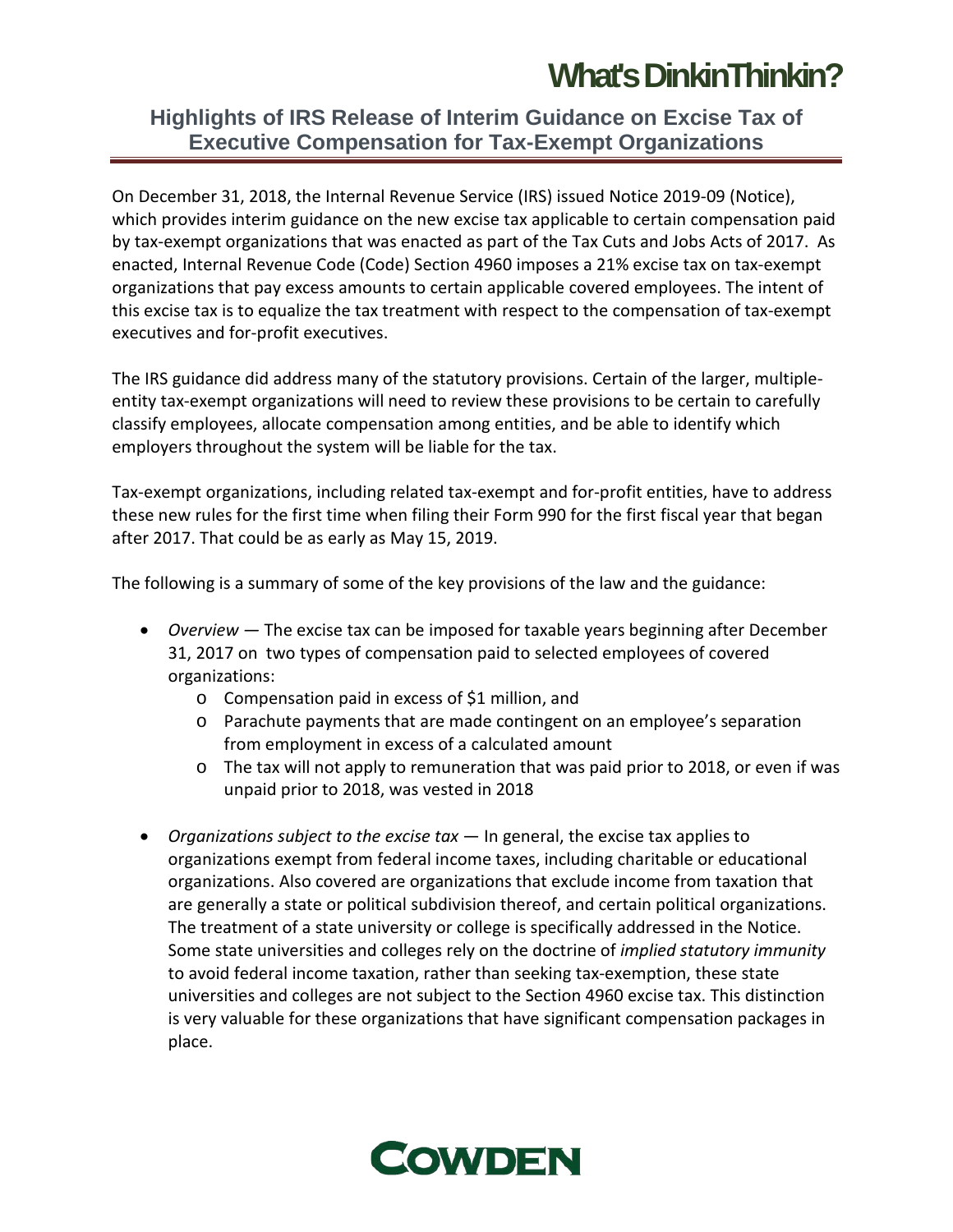# What's DinkinThinkin?

## Highlights of IRS Release of Interim Guidance on Excise Tax of Executive Compensation for Tax-Exempt Organizations

On December 31, 2018, the Internal Revenue Service (IRS) issued Notice 2019-09 (Notice), which provides interim guidance on the new excise tax applicable to certain compensation paid by tax-exempt organizations that was enacted as part of the Tax Cuts and Jobs Acts of 2017. As enacted, Internal Revenue Code (Code) Section 4960 imposes a 21% excise tax on tax-exempt organizations that pay excess amounts to certain applicable covered employees. The intent of this excise tax is to equalize the tax treatment with respect to the compensation of tax-exempt executives and for-profit executives.

The IRS guidance did address many of the statutory provisions. Certain of the larger, multiple-entity tax-exempt organizations will need to review these provisions to be certain to carefully classify employees, allocate compensation among entities, and be able to identify which employers throughout the system will be liable for the tax.

Tax-exempt organizations, including related tax-exempt and for-profit entities, have to address these new rules for the first time when filing their Form 990 for the first fiscal year that began after 2017. That could be as early as May 15, 2019.

The following is a summary of some of the key provisions of the law and the guidance:

- *Overview* — The excise tax can be imposed for taxable years beginning after December 31, 2017 on two types of compensation paid to selected employees of covered organizations:
  - Compensation paid in excess of $1 million, and
  - Parachute payments that are made contingent on an employee's separation from employment in excess of a calculated amount
  - The tax will not apply to remuneration that was paid prior to 2018, or even if was unpaid prior to 2018, was vested in 2018
- *Organizations subject to the excise tax* — In general, the excise tax applies to organizations exempt from federal income taxes, including charitable or educational organizations. Also covered are organizations that exclude income from taxation that are generally a state or political subdivision thereof, and certain political organizations. The treatment of a state university or college is specifically addressed in the Notice. Some state universities and colleges rely on the doctrine of *implied statutory immunity* to avoid federal income taxation, rather than seeking tax-exemption, these state universities and colleges are not subject to the Section 4960 excise tax. This distinction is very valuable for these organizations that have significant compensation packages in place.

COWDEN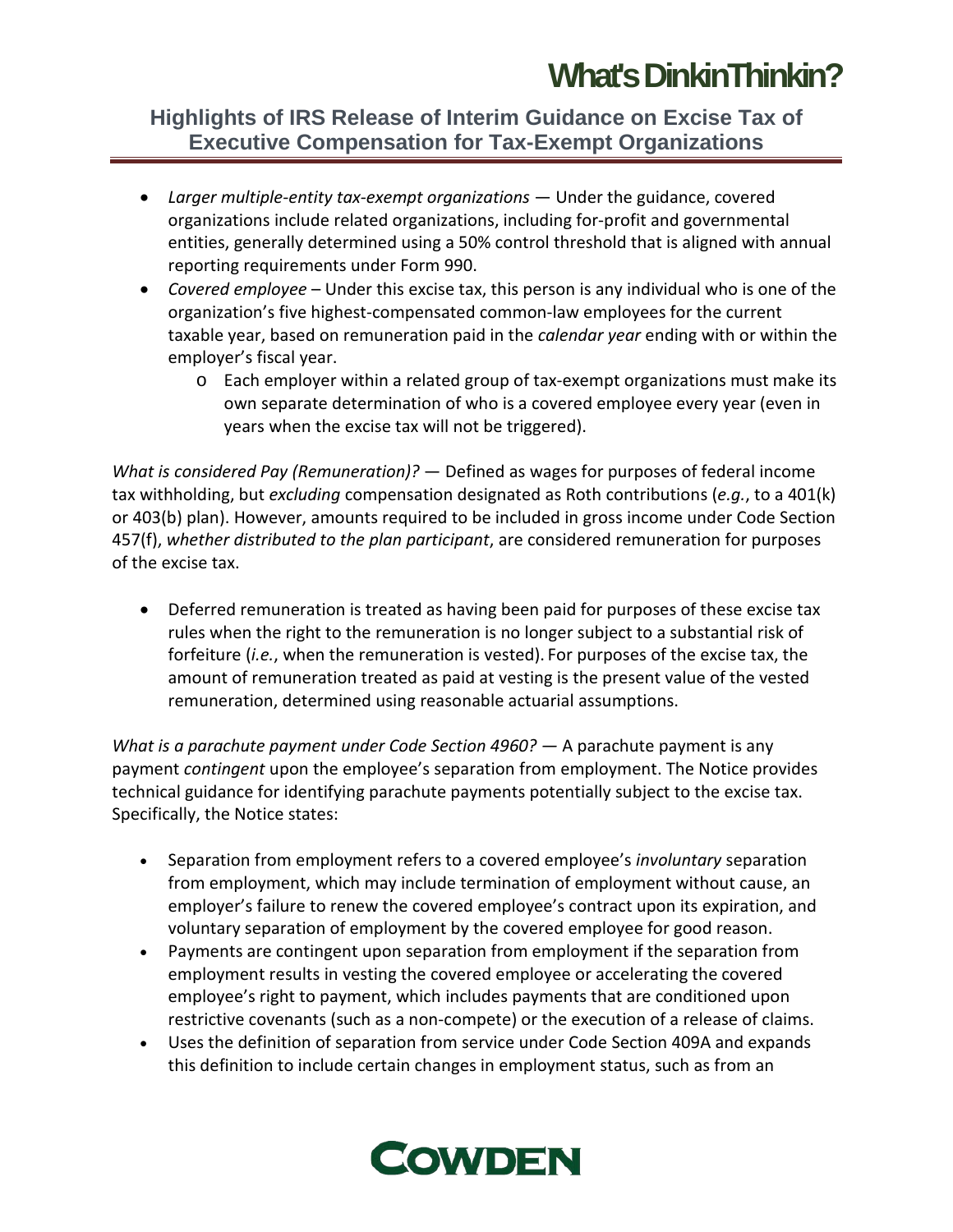- *Larger multiple-entity tax-exempt organizations* — Under the guidance, covered organizations include related organizations, including for-profit and governmental entities, generally determined using a 50% control threshold that is aligned with annual reporting requirements under Form 990.
- *Covered employee* – Under this excise tax, this person is any individual who is one of the organization's five highest-compensated common-law employees for the current taxable year, based on remuneration paid in the *calendar year* ending with or within the employer's fiscal year.
    - Each employer within a related group of tax-exempt organizations must make its own separate determination of who is a covered employee every year (even in years when the excise tax will not be triggered).

*What is considered Pay (Remuneration)?* — Defined as wages for purposes of federal income tax withholding, but *excluding* compensation designated as Roth contributions (*e.g.*, to a 401(k) or 403(b) plan). However, amounts required to be included in gross income under Code Section 457(f), *whether distributed to the plan participant*, are considered remuneration for purposes of the excise tax.

- Deferred remuneration is treated as having been paid for purposes of these excise tax rules when the right to the remuneration is no longer subject to a substantial risk of forfeiture (*i.e.*, when the remuneration is vested). For purposes of the excise tax, the amount of remuneration treated as paid at vesting is the present value of the vested remuneration, determined using reasonable actuarial assumptions.

*What is a parachute payment under Code Section 4960?* — A parachute payment is any payment *contingent* upon the employee's separation from employment. The Notice provides technical guidance for identifying parachute payments potentially subject to the excise tax. Specifically, the Notice states:

- Separation from employment refers to a covered employee's *involuntary* separation from employment, which may include termination of employment without cause, an employer's failure to renew the covered employee's contract upon its expiration, and voluntary separation of employment by the covered employee for good reason.
- Payments are contingent upon separation from employment if the separation from employment results in vesting the covered employee or accelerating the covered employee's right to payment, which includes payments that are conditioned upon restrictive covenants (such as a non-compete) or the execution of a release of claims.
- Uses the definition of separation from service under Code Section 409A and expands this definition to include certain changes in employment status, such as from an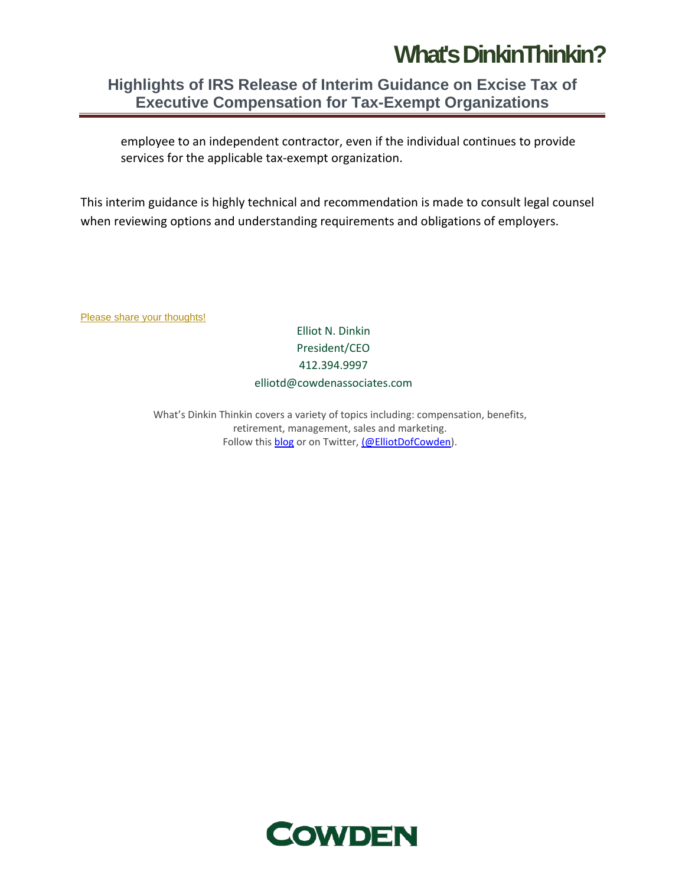employee to an independent contractor, even if the individual continues to provide services for the applicable tax-exempt organization.

This interim guidance is highly technical and recommendation is made to consult legal counsel when reviewing options and understanding requirements and obligations of employers.

Please share your thoughts!

Elliot N. Dinkin
President/CEO
412.394.9997
elliotd@cowdenassociates.com

What's Dinkin Thinkin covers a variety of topics including: compensation, benefits, retirement, management, sales and marketing.
Follow this blog or on Twitter, (@ElliotDofCowden).

COWDEN